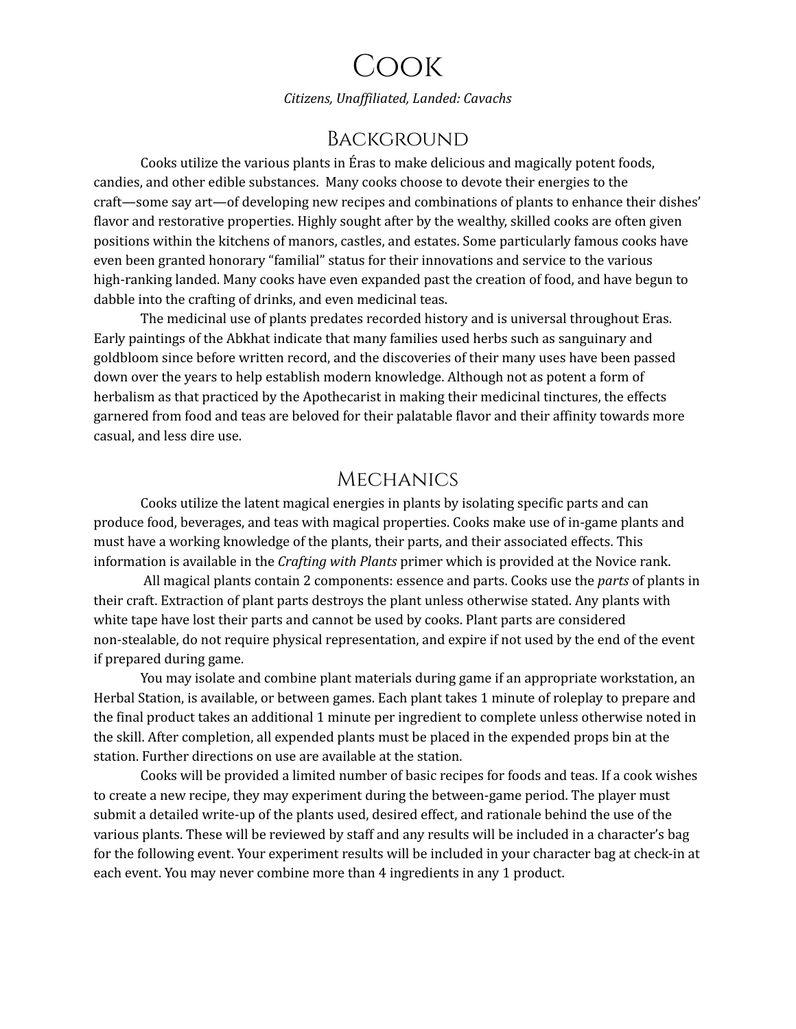# Cook

*Citizens, Unaffiliated, Landed: Cavachs*

## Background

Cooks utilize the various plants in Éras to make delicious and magically potent foods, candies, and other edible substances. Many cooks choose to devote their energies to the craft—some say art—of developing new recipes and combinations of plants to enhance their dishes' flavor and restorative properties. Highly sought after by the wealthy, skilled cooks are often given positions within the kitchens of manors, castles, and estates. Some particularly famous cooks have even been granted honorary "familial" status for their innovations and service to the various high-ranking landed. Many cooks have even expanded past the creation of food, and have begun to dabble into the crafting of drinks, and even medicinal teas.

The medicinal use of plants predates recorded history and is universal throughout Eras. Early paintings of the Abkhat indicate that many families used herbs such as sanguinary and goldbloom since before written record, and the discoveries of their many uses have been passed down over the years to help establish modern knowledge. Although not as potent a form of herbalism as that practiced by the Apothecarist in making their medicinal tinctures, the effects garnered from food and teas are beloved for their palatable flavor and their affinity towards more casual, and less dire use.

## Mechanics

Cooks utilize the latent magical energies in plants by isolating specific parts and can produce food, beverages, and teas with magical properties. Cooks make use of in-game plants and must have a working knowledge of the plants, their parts, and their associated effects. This information is available in the *Crafting with Plants* primer which is provided at the Novice rank.

All magical plants contain 2 components: essence and parts. Cooks use the *parts* of plants in their craft. Extraction of plant parts destroys the plant unless otherwise stated. Any plants with white tape have lost their parts and cannot be used by cooks. Plant parts are considered non-stealable, do not require physical representation, and expire if not used by the end of the event if prepared during game.

You may isolate and combine plant materials during game if an appropriate workstation, an Herbal Station, is available, or between games. Each plant takes 1 minute of roleplay to prepare and the final product takes an additional 1 minute per ingredient to complete unless otherwise noted in the skill. After completion, all expended plants must be placed in the expended props bin at the station. Further directions on use are available at the station.

Cooks will be provided a limited number of basic recipes for foods and teas. If a cook wishes to create a new recipe, they may experiment during the between-game period. The player must submit a detailed write-up of the plants used, desired effect, and rationale behind the use of the various plants. These will be reviewed by staff and any results will be included in a character's bag for the following event. Your experiment results will be included in your character bag at check-in at each event. You may never combine more than 4 ingredients in any 1 product.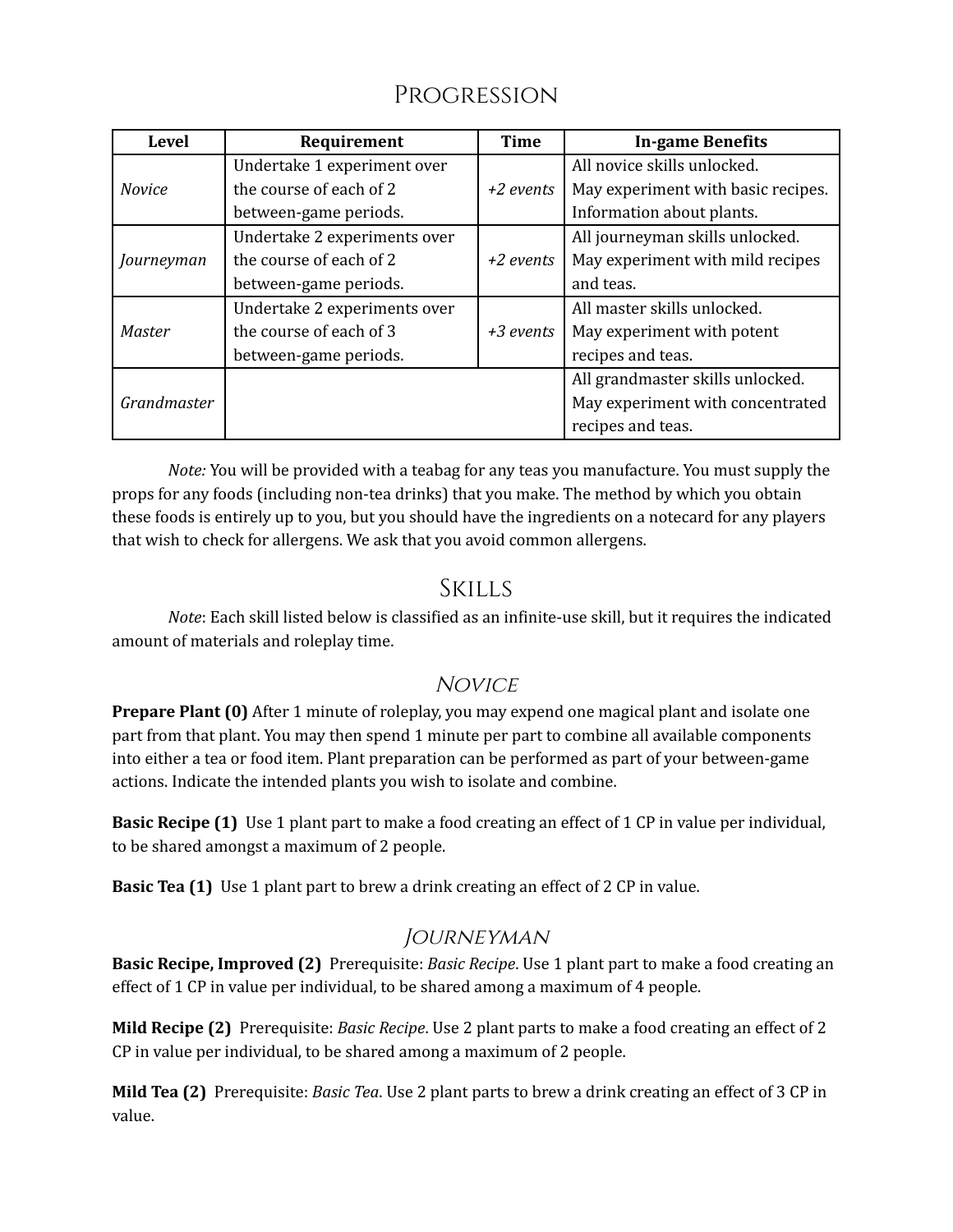# Progression

| Level | Requirement | Time | In-game Benefits |
|---|---|---|---|
| *Novice* | Undertake 1 experiment over the course of each of 2 between-game periods. | *+2 events* | All novice skills unlocked. May experiment with basic recipes. Information about plants. |
| *Journeyman* | Undertake 2 experiments over the course of each of 2 between-game periods. | *+2 events* | All journeyman skills unlocked. May experiment with mild recipes and teas. |
| *Master* | Undertake 2 experiments over the course of each of 3 between-game periods. | *+3 events* | All master skills unlocked. May experiment with potent recipes and teas. |
| *Grandmaster* | | | All grandmaster skills unlocked. May experiment with concentrated recipes and teas. |

*Note:* You will be provided with a teabag for any teas you manufacture. You must supply the props for any foods (including non-tea drinks) that you make. The method by which you obtain these foods is entirely up to you, but you should have the ingredients on a notecard for any players that wish to check for allergens. We ask that you avoid common allergens.

# Skills

*Note*: Each skill listed below is classified as an infinite-use skill, but it requires the indicated amount of materials and roleplay time.

## *Novice*

**Prepare Plant (0)** After 1 minute of roleplay, you may expend one magical plant and isolate one part from that plant. You may then spend 1 minute per part to combine all available components into either a tea or food item. Plant preparation can be performed as part of your between-game actions. Indicate the intended plants you wish to isolate and combine.

**Basic Recipe (1)** Use 1 plant part to make a food creating an effect of 1 CP in value per individual, to be shared amongst a maximum of 2 people.

**Basic Tea (1)** Use 1 plant part to brew a drink creating an effect of 2 CP in value.

## *Journeyman*

**Basic Recipe, Improved (2)** Prerequisite: *Basic Recipe*. Use 1 plant part to make a food creating an effect of 1 CP in value per individual, to be shared among a maximum of 4 people.

**Mild Recipe (2)** Prerequisite: *Basic Recipe*. Use 2 plant parts to make a food creating an effect of 2 CP in value per individual, to be shared among a maximum of 2 people.

**Mild Tea (2)** Prerequisite: *Basic Tea*. Use 2 plant parts to brew a drink creating an effect of 3 CP in value.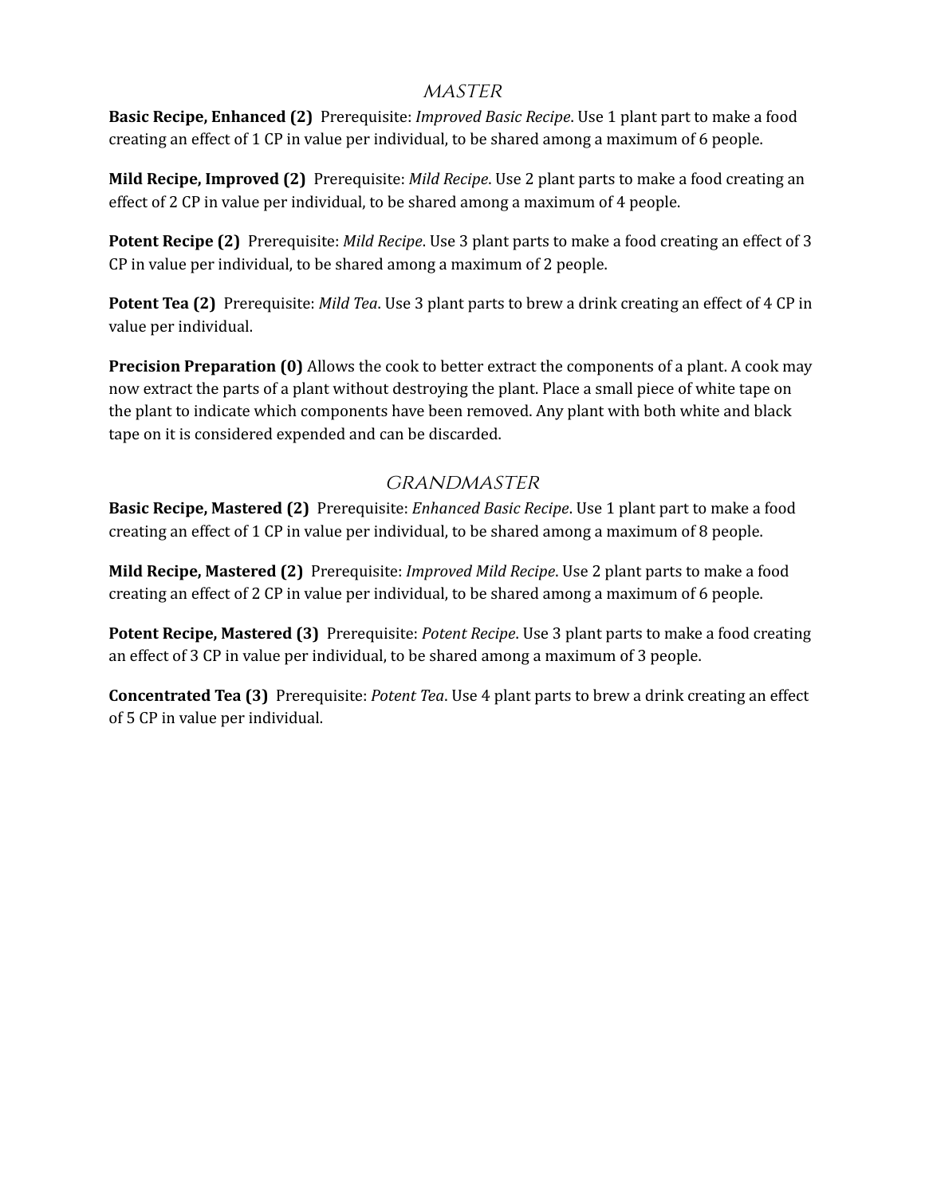## MASTER

**Basic Recipe, Enhanced (2)** Prerequisite: *Improved Basic Recipe*. Use 1 plant part to make a food creating an effect of 1 CP in value per individual, to be shared among a maximum of 6 people.

**Mild Recipe, Improved (2)** Prerequisite: *Mild Recipe*. Use 2 plant parts to make a food creating an effect of 2 CP in value per individual, to be shared among a maximum of 4 people.

**Potent Recipe (2)** Prerequisite: *Mild Recipe*. Use 3 plant parts to make a food creating an effect of 3 CP in value per individual, to be shared among a maximum of 2 people.

**Potent Tea (2)** Prerequisite: *Mild Tea*. Use 3 plant parts to brew a drink creating an effect of 4 CP in value per individual.

**Precision Preparation (0)** Allows the cook to better extract the components of a plant. A cook may now extract the parts of a plant without destroying the plant. Place a small piece of white tape on the plant to indicate which components have been removed. Any plant with both white and black tape on it is considered expended and can be discarded.

## GRANDMASTER

**Basic Recipe, Mastered (2)** Prerequisite: *Enhanced Basic Recipe*. Use 1 plant part to make a food creating an effect of 1 CP in value per individual, to be shared among a maximum of 8 people.

**Mild Recipe, Mastered (2)** Prerequisite: *Improved Mild Recipe*. Use 2 plant parts to make a food creating an effect of 2 CP in value per individual, to be shared among a maximum of 6 people.

**Potent Recipe, Mastered (3)** Prerequisite: *Potent Recipe*. Use 3 plant parts to make a food creating an effect of 3 CP in value per individual, to be shared among a maximum of 3 people.

**Concentrated Tea (3)** Prerequisite: *Potent Tea*. Use 4 plant parts to brew a drink creating an effect of 5 CP in value per individual.